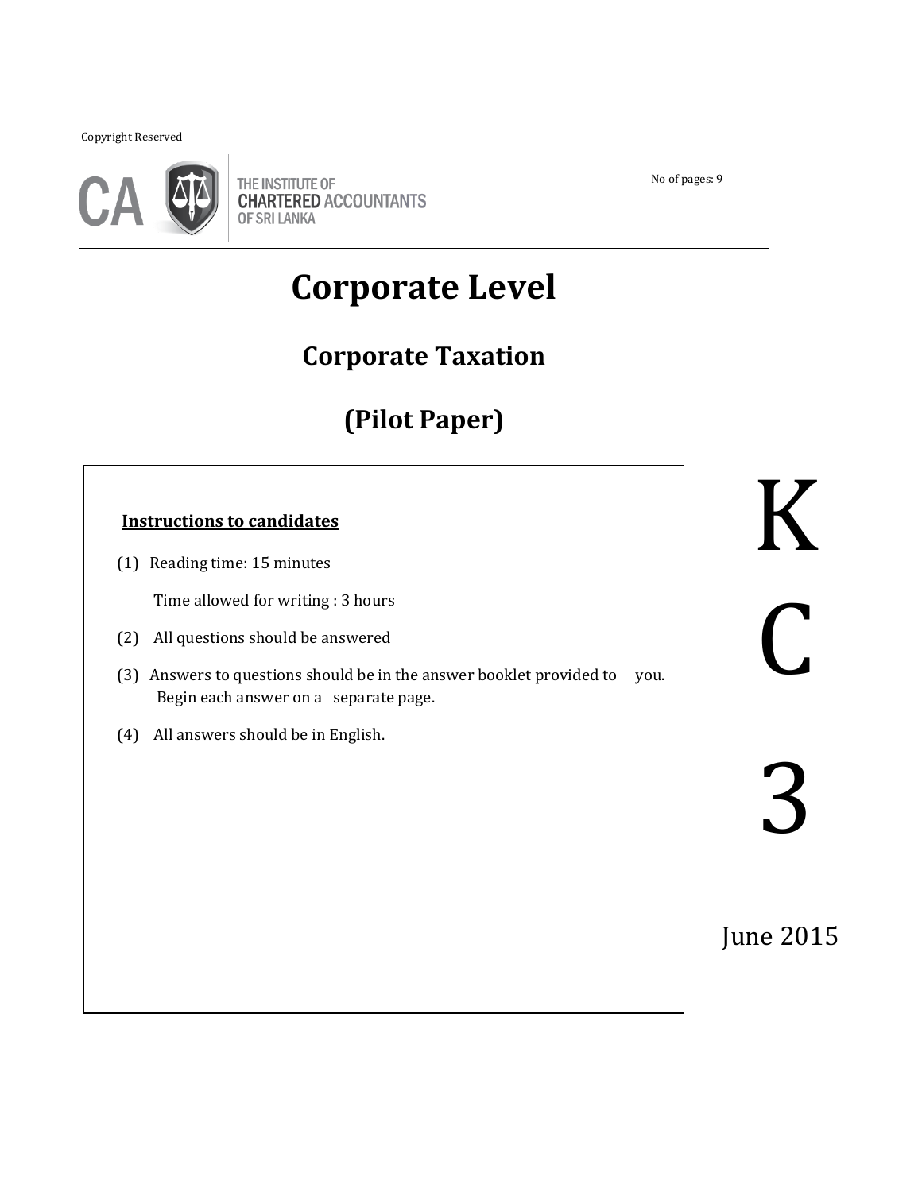Copyright Reserved

THE INSTITUTE OF
**CHARTERED ACCOUNTANTS**
OF SRI LANKA

No of pages: 9

# Corporate Level

## Corporate Taxation

## (Pilot Paper)

**Instructions to candidates**

(1) Reading time: 15 minutes

Time allowed for writing : 3 hours

(2) All questions should be answered

(3) Answers to questions should be in the answer booklet provided to you. Begin each answer on a separate page.

(4) All answers should be in English.

K

C

3

June 2015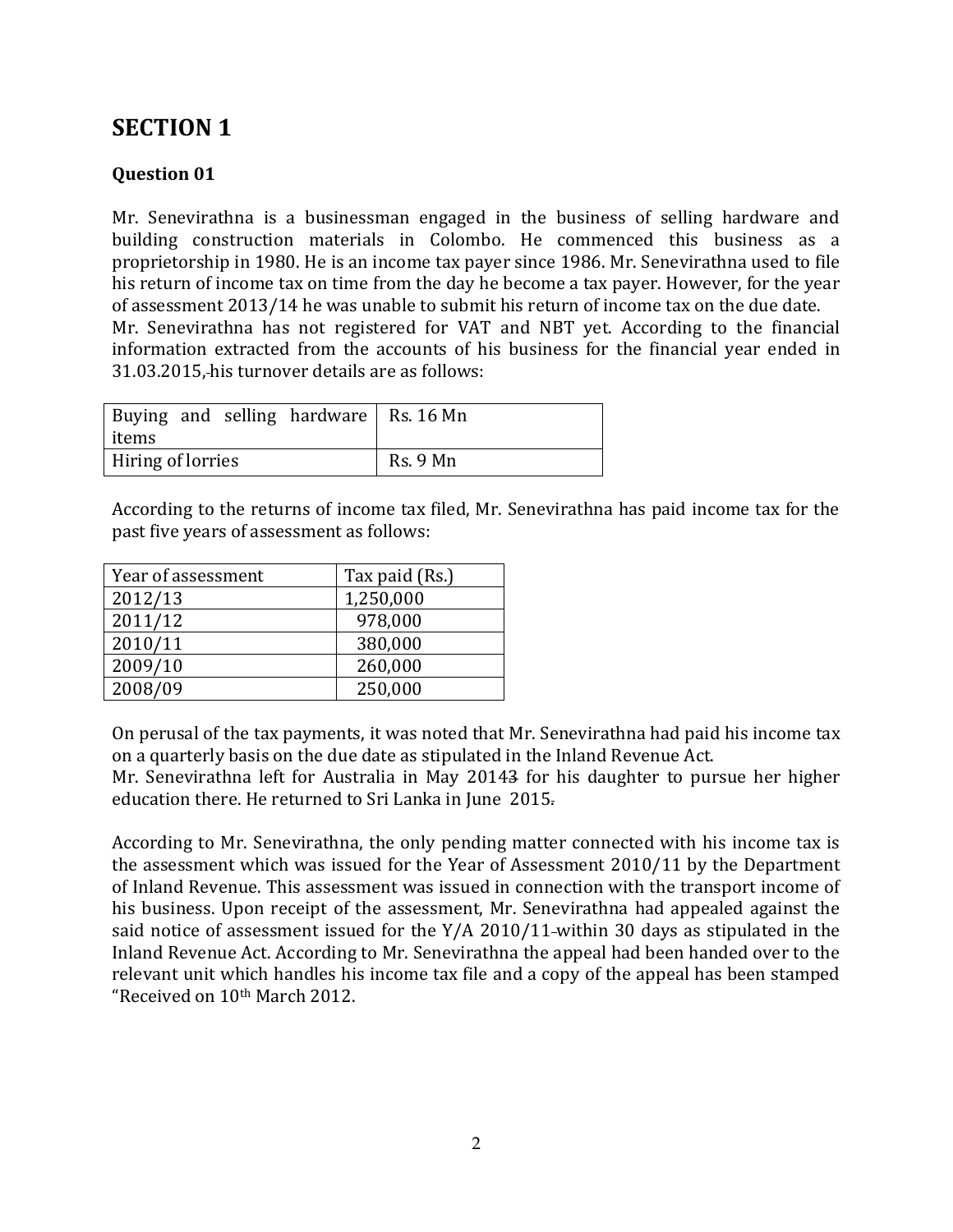## SECTION 1

### Question 01

Mr. Senevirathna is a businessman engaged in the business of selling hardware and building construction materials in Colombo. He commenced this business as a proprietorship in 1980. He is an income tax payer since 1986. Mr. Senevirathna used to file his return of income tax on time from the day he become a tax payer. However, for the year of assessment 2013/14 he was unable to submit his return of income tax on the due date.
Mr. Senevirathna has not registered for VAT and NBT yet. According to the financial information extracted from the accounts of his business for the financial year ended in 31.03.2015, his turnover details are as follows:

| | |
|---|---|
| Buying and selling hardware items | Rs. 16 Mn |
| Hiring of lorries | Rs. 9 Mn |

According to the returns of income tax filed, Mr. Senevirathna has paid income tax for the past five years of assessment as follows:

| Year of assessment | Tax paid (Rs.) |
|---|---|
| 2012/13 | 1,250,000 |
| 2011/12 | 978,000 |
| 2010/11 | 380,000 |
| 2009/10 | 260,000 |
| 2008/09 | 250,000 |

On perusal of the tax payments, it was noted that Mr. Senevirathna had paid his income tax on a quarterly basis on the due date as stipulated in the Inland Revenue Act.
Mr. Senevirathna left for Australia in May 2014 for his daughter to pursue her higher education there. He returned to Sri Lanka in June 2015.

According to Mr. Senevirathna, the only pending matter connected with his income tax is the assessment which was issued for the Year of Assessment 2010/11 by the Department of Inland Revenue. This assessment was issued in connection with the transport income of his business. Upon receipt of the assessment, Mr. Senevirathna had appealed against the said notice of assessment issued for the Y/A 2010/11 within 30 days as stipulated in the Inland Revenue Act. According to Mr. Senevirathna the appeal had been handed over to the relevant unit which handles his income tax file and a copy of the appeal has been stamped "Received on 10th March 2012.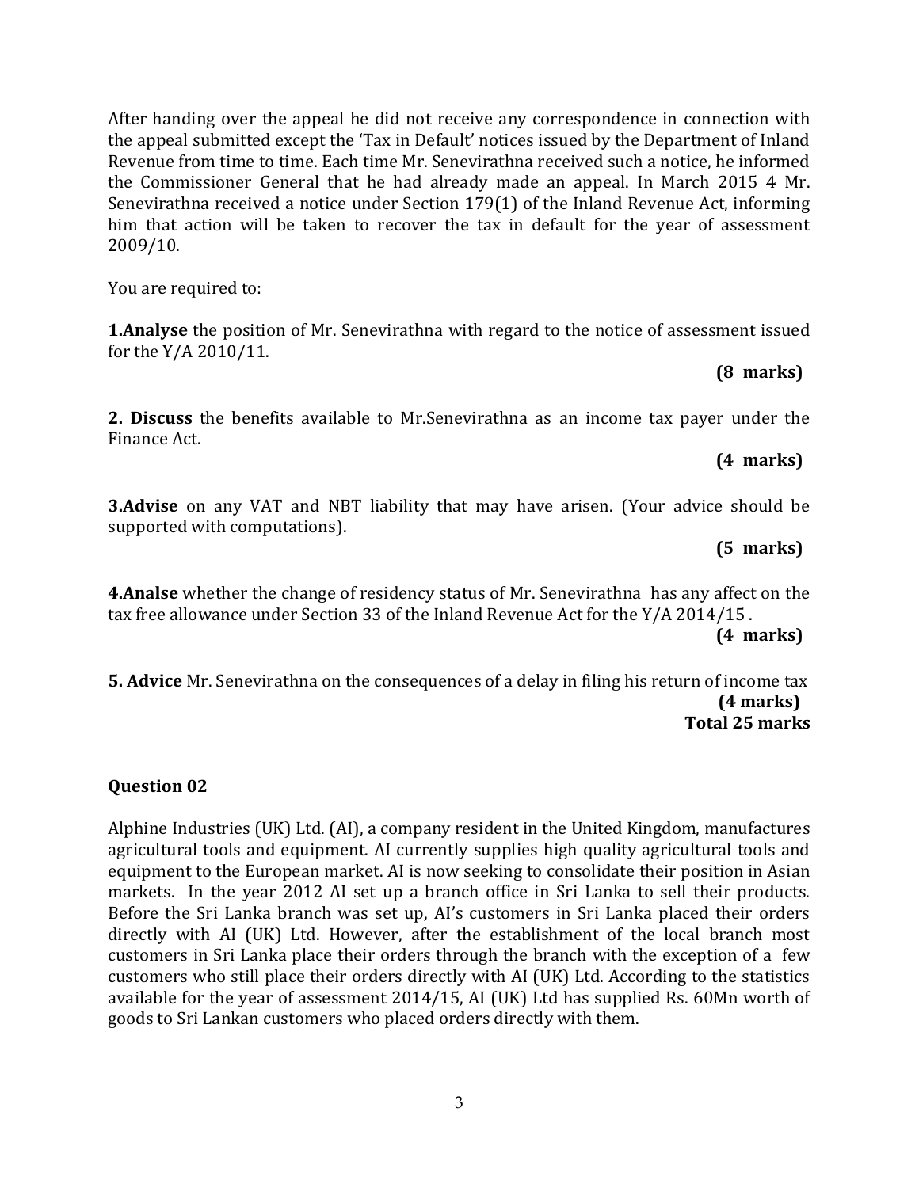After handing over the appeal he did not receive any correspondence in connection with the appeal submitted except the 'Tax in Default' notices issued by the Department of Inland Revenue from time to time. Each time Mr. Senevirathna received such a notice, he informed the Commissioner General that he had already made an appeal. In March 2015 4 Mr. Senevirathna received a notice under Section 179(1) of the Inland Revenue Act, informing him that action will be taken to recover the tax in default for the year of assessment 2009/10.

You are required to:

**1.Analyse** the position of Mr. Senevirathna with regard to the notice of assessment issued for the Y/A 2010/11.

**(8 marks)**

**2. Discuss** the benefits available to Mr.Senevirathna as an income tax payer under the Finance Act.

**(4 marks)**

**3.Advise** on any VAT and NBT liability that may have arisen. (Your advice should be supported with computations).

**(5 marks)**

**4.Analse** whether the change of residency status of Mr. Senevirathna has any affect on the tax free allowance under Section 33 of the Inland Revenue Act for the Y/A 2014/15 .

**(4 marks)**

**5. Advice** Mr. Senevirathna on the consequences of a delay in filing his return of income tax

**(4 marks)**

**Total 25 marks**

### Question 02

Alphine Industries (UK) Ltd. (AI), a company resident in the United Kingdom, manufactures agricultural tools and equipment. AI currently supplies high quality agricultural tools and equipment to the European market. AI is now seeking to consolidate their position in Asian markets. In the year 2012 AI set up a branch office in Sri Lanka to sell their products. Before the Sri Lanka branch was set up, AI's customers in Sri Lanka placed their orders directly with AI (UK) Ltd. However, after the establishment of the local branch most customers in Sri Lanka place their orders through the branch with the exception of a few customers who still place their orders directly with AI (UK) Ltd. According to the statistics available for the year of assessment 2014/15, AI (UK) Ltd has supplied Rs. 60Mn worth of goods to Sri Lankan customers who placed orders directly with them.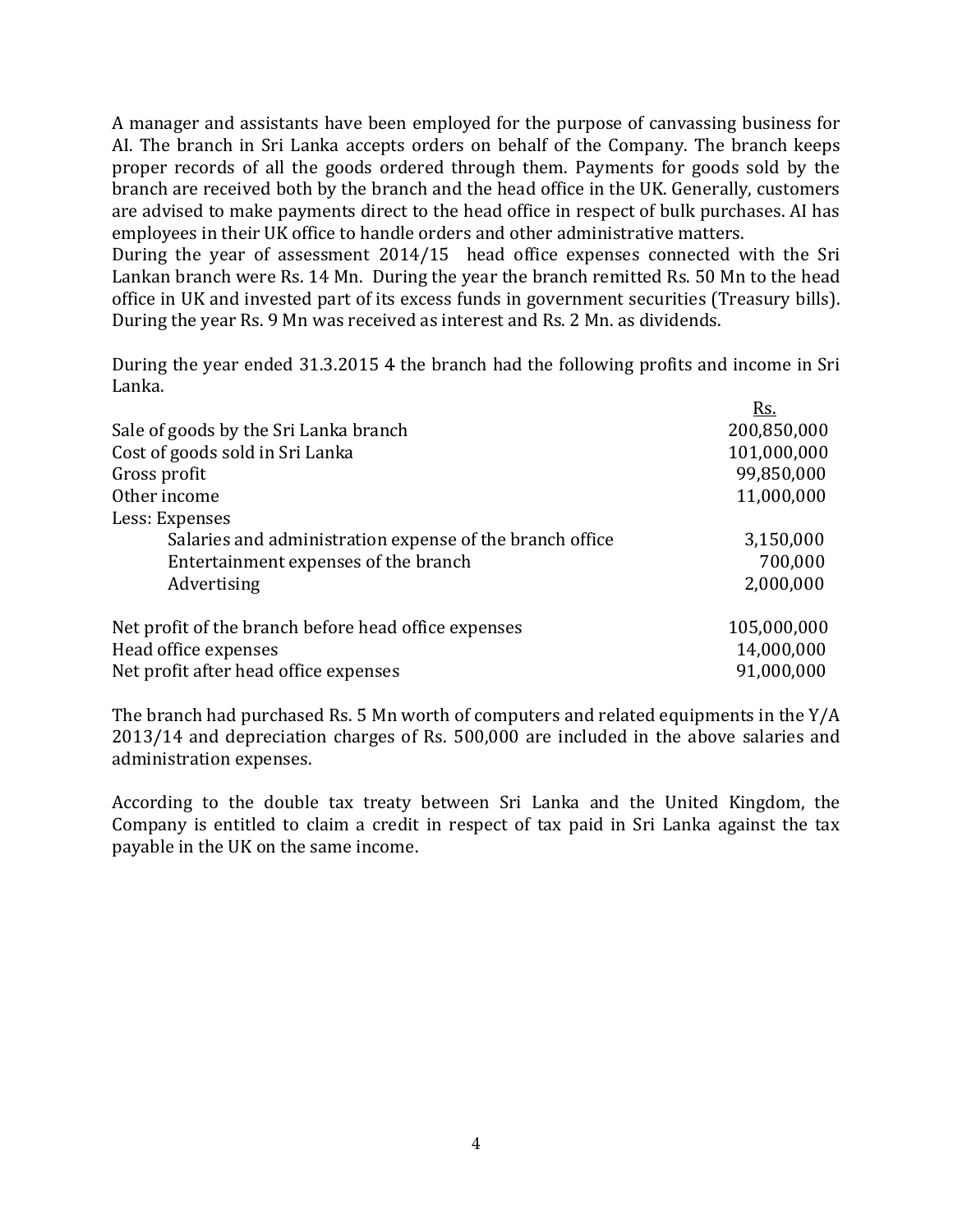A manager and assistants have been employed for the purpose of canvassing business for AI. The branch in Sri Lanka accepts orders on behalf of the Company. The branch keeps proper records of all the goods ordered through them. Payments for goods sold by the branch are received both by the branch and the head office in the UK. Generally, customers are advised to make payments direct to the head office in respect of bulk purchases. AI has employees in their UK office to handle orders and other administrative matters.

During the year of assessment 2014/15 head office expenses connected with the Sri Lankan branch were Rs. 14 Mn. During the year the branch remitted Rs. 50 Mn to the head office in UK and invested part of its excess funds in government securities (Treasury bills). During the year Rs. 9 Mn was received as interest and Rs. 2 Mn. as dividends.

During the year ended 31.3.2015 4 the branch had the following profits and income in Sri Lanka.

| | Rs. |
|---|---|
| Sale of goods by the Sri Lanka branch | 200,850,000 |
| Cost of goods sold in Sri Lanka | 101,000,000 |
| Gross profit | 99,850,000 |
| Other income | 11,000,000 |
| Less: Expenses | |
| Salaries and administration expense of the branch office | 3,150,000 |
| Entertainment expenses of the branch | 700,000 |
| Advertising | 2,000,000 |
| | |
| Net profit of the branch before head office expenses | 105,000,000 |
| Head office expenses | 14,000,000 |
| Net profit after head office expenses | 91,000,000 |

The branch had purchased Rs. 5 Mn worth of computers and related equipments in the Y/A 2013/14 and depreciation charges of Rs. 500,000 are included in the above salaries and administration expenses.

According to the double tax treaty between Sri Lanka and the United Kingdom, the Company is entitled to claim a credit in respect of tax paid in Sri Lanka against the tax payable in the UK on the same income.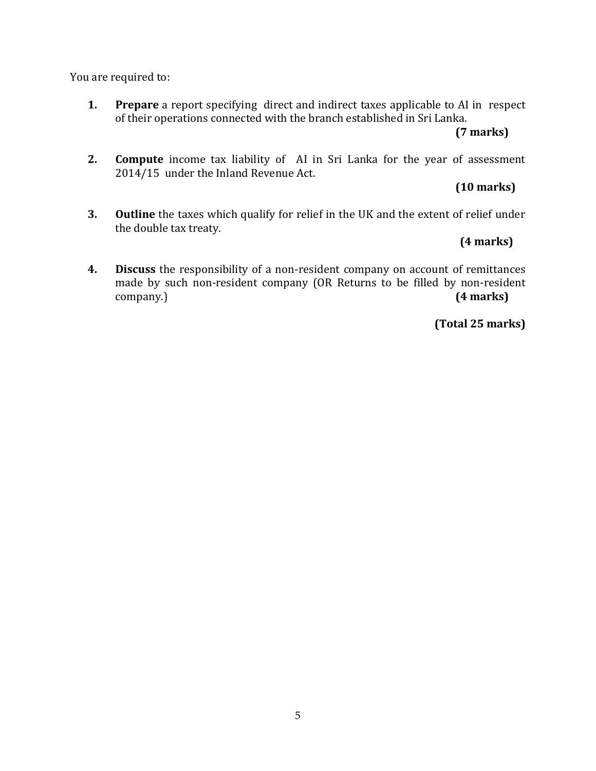You are required to:

1. **Prepare** a report specifying direct and indirect taxes applicable to AI in respect of their operations connected with the branch established in Sri Lanka.

   **(7 marks)**

2. **Compute** income tax liability of AI in Sri Lanka for the year of assessment 2014/15 under the Inland Revenue Act.

   **(10 marks)**

3. **Outline** the taxes which qualify for relief in the UK and the extent of relief under the double tax treaty.

   **(4 marks)**

4. **Discuss** the responsibility of a non-resident company on account of remittances made by such non-resident company (OR Returns to be filled by non-resident company.) **(4 marks)**

**(Total 25 marks)**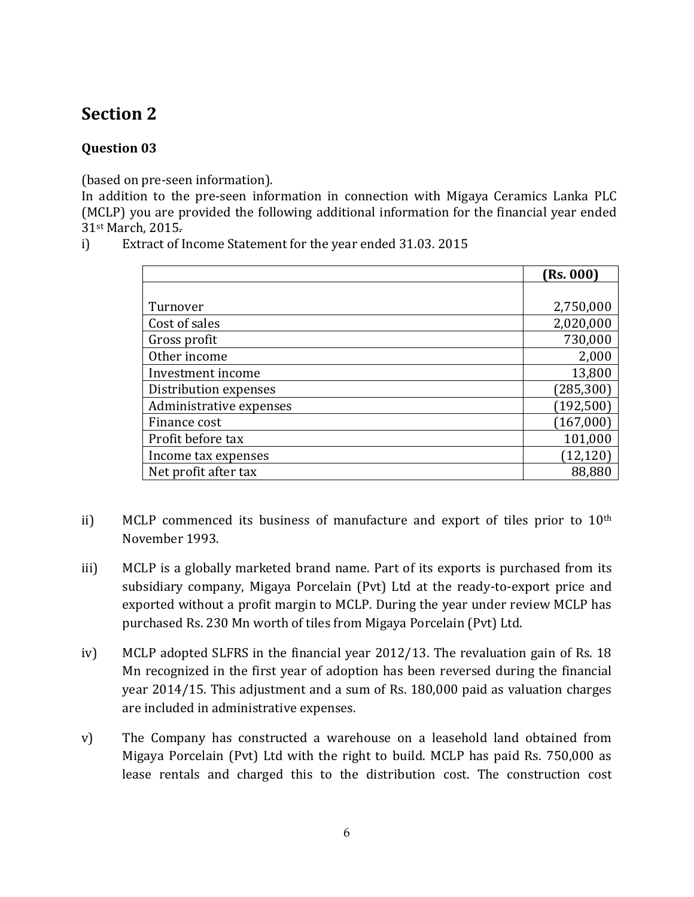## Section 2

**Question 03**

(based on pre-seen information).

In addition to the pre-seen information in connection with Migaya Ceramics Lanka PLC (MCLP) you are provided the following additional information for the financial year ended 31st March, 2015.

i) Extract of Income Statement for the year ended 31.03. 2015

| | **(Rs. 000)** |
|---|---|
| Turnover | 2,750,000 |
| Cost of sales | 2,020,000 |
| Gross profit | 730,000 |
| Other income | 2,000 |
| Investment income | 13,800 |
| Distribution expenses | (285,300) |
| Administrative expenses | (192,500) |
| Finance cost | (167,000) |
| Profit before tax | 101,000 |
| Income tax expenses | (12,120) |
| Net profit after tax | 88,880 |

ii) MCLP commenced its business of manufacture and export of tiles prior to 10th November 1993.

iii) MCLP is a globally marketed brand name. Part of its exports is purchased from its subsidiary company, Migaya Porcelain (Pvt) Ltd at the ready-to-export price and exported without a profit margin to MCLP. During the year under review MCLP has purchased Rs. 230 Mn worth of tiles from Migaya Porcelain (Pvt) Ltd.

iv) MCLP adopted SLFRS in the financial year 2012/13. The revaluation gain of Rs. 18 Mn recognized in the first year of adoption has been reversed during the financial year 2014/15. This adjustment and a sum of Rs. 180,000 paid as valuation charges are included in administrative expenses.

v) The Company has constructed a warehouse on a leasehold land obtained from Migaya Porcelain (Pvt) Ltd with the right to build. MCLP has paid Rs. 750,000 as lease rentals and charged this to the distribution cost. The construction cost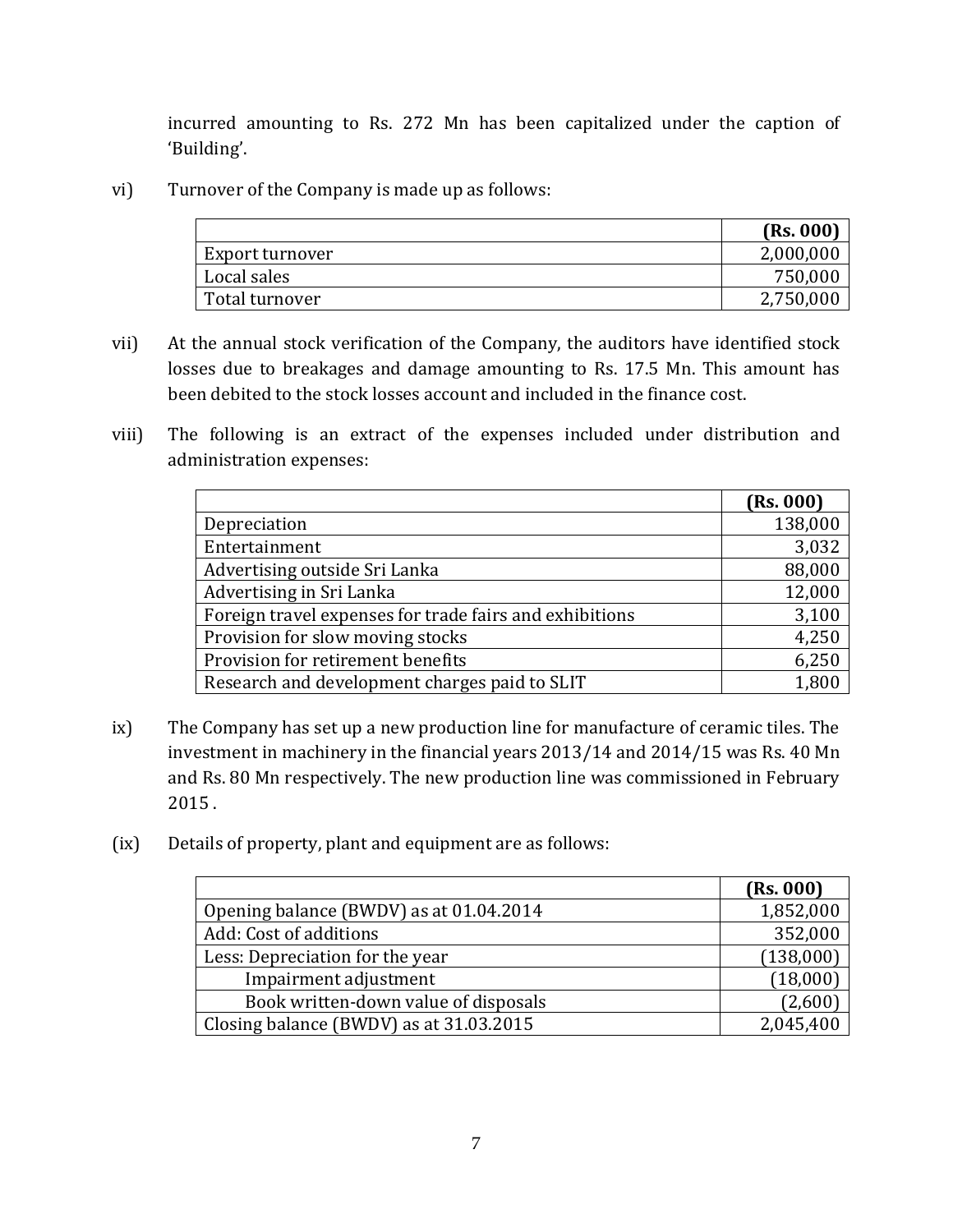incurred amounting to Rs. 272 Mn has been capitalized under the caption of 'Building'.

vi) Turnover of the Company is made up as follows:

| | (Rs. 000) |
|---|---|
| Export turnover | 2,000,000 |
| Local sales | 750,000 |
| Total turnover | 2,750,000 |

vii) At the annual stock verification of the Company, the auditors have identified stock losses due to breakages and damage amounting to Rs. 17.5 Mn. This amount has been debited to the stock losses account and included in the finance cost.

viii) The following is an extract of the expenses included under distribution and administration expenses:

| | (Rs. 000) |
|---|---|
| Depreciation | 138,000 |
| Entertainment | 3,032 |
| Advertising outside Sri Lanka | 88,000 |
| Advertising in Sri Lanka | 12,000 |
| Foreign travel expenses for trade fairs and exhibitions | 3,100 |
| Provision for slow moving stocks | 4,250 |
| Provision for retirement benefits | 6,250 |
| Research and development charges paid to SLIT | 1,800 |

ix) The Company has set up a new production line for manufacture of ceramic tiles. The investment in machinery in the financial years 2013/14 and 2014/15 was Rs. 40 Mn and Rs. 80 Mn respectively. The new production line was commissioned in February 2015 .

(ix) Details of property, plant and equipment are as follows:

| | (Rs. 000) |
|---|---|
| Opening balance (BWDV) as at 01.04.2014 | 1,852,000 |
| Add: Cost of additions | 352,000 |
| Less: Depreciation for the year | (138,000) |
| Impairment adjustment | (18,000) |
| Book written-down value of disposals | (2,600) |
| Closing balance (BWDV) as at 31.03.2015 | 2,045,400 |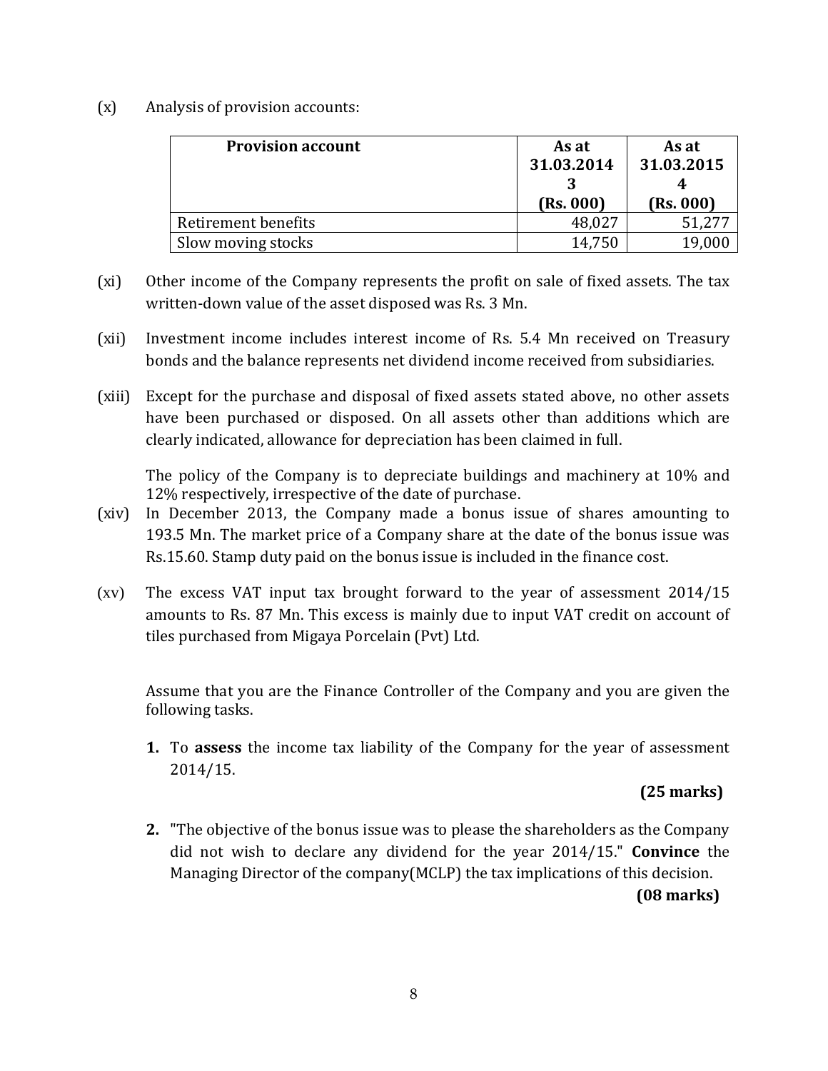(x) Analysis of provision accounts:

| Provision account | As at 31.03.2014 3 (Rs. 000) | As at 31.03.2015 4 (Rs. 000) |
|---|---|---|
| Retirement benefits | 48,027 | 51,277 |
| Slow moving stocks | 14,750 | 19,000 |

(xi) Other income of the Company represents the profit on sale of fixed assets. The tax written-down value of the asset disposed was Rs. 3 Mn.

(xii) Investment income includes interest income of Rs. 5.4 Mn received on Treasury bonds and the balance represents net dividend income received from subsidiaries.

(xiii) Except for the purchase and disposal of fixed assets stated above, no other assets have been purchased or disposed. On all assets other than additions which are clearly indicated, allowance for depreciation has been claimed in full.

The policy of the Company is to depreciate buildings and machinery at 10% and 12% respectively, irrespective of the date of purchase.

(xiv) In December 2013, the Company made a bonus issue of shares amounting to 193.5 Mn. The market price of a Company share at the date of the bonus issue was Rs.15.60. Stamp duty paid on the bonus issue is included in the finance cost.

(xv) The excess VAT input tax brought forward to the year of assessment 2014/15 amounts to Rs. 87 Mn. This excess is mainly due to input VAT credit on account of tiles purchased from Migaya Porcelain (Pvt) Ltd.

Assume that you are the Finance Controller of the Company and you are given the following tasks.

1. To **assess** the income tax liability of the Company for the year of assessment 2014/15.

   **(25 marks)**

2. "The objective of the bonus issue was to please the shareholders as the Company did not wish to declare any dividend for the year 2014/15." **Convince** the Managing Director of the company(MCLP) the tax implications of this decision.

   **(08 marks)**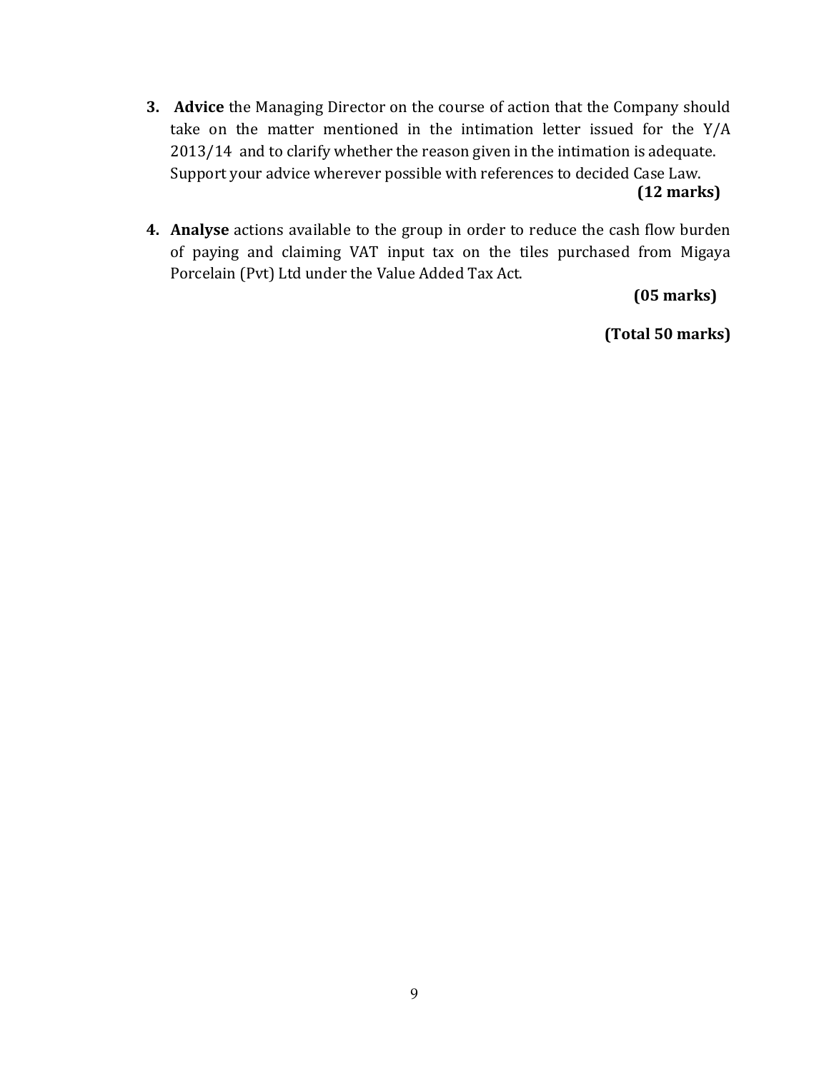3. **Advice** the Managing Director on the course of action that the Company should take on the matter mentioned in the intimation letter issued for the Y/A 2013/14 and to clarify whether the reason given in the intimation is adequate. Support your advice wherever possible with references to decided Case Law.

   **(12 marks)**

4. **Analyse** actions available to the group in order to reduce the cash flow burden of paying and claiming VAT input tax on the tiles purchased from Migaya Porcelain (Pvt) Ltd under the Value Added Tax Act.

   **(05 marks)**

**(Total 50 marks)**